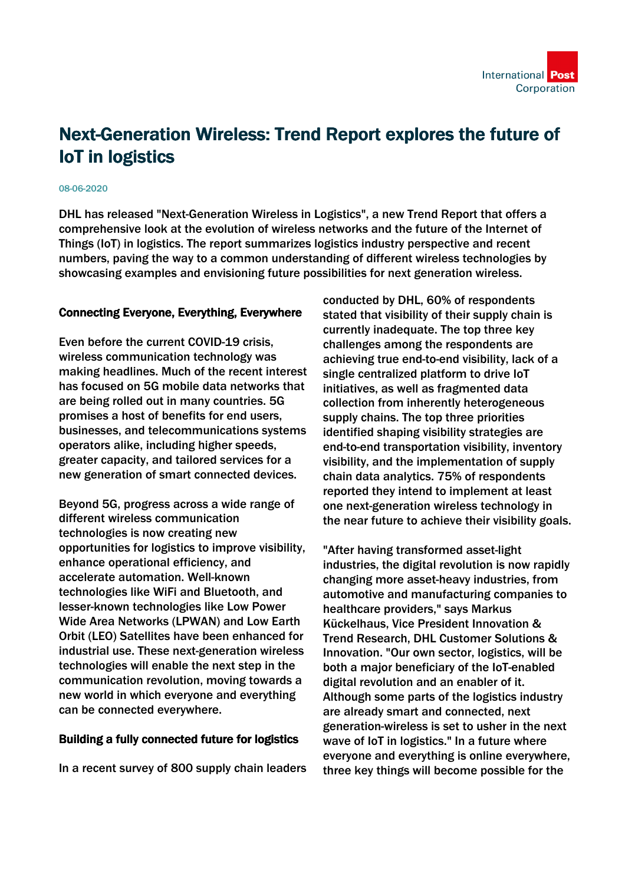# Next-Generation Wireless: Trend Report explores the future of IoT in logistics

08-06-2020

DHL has released "Next-Generation Wireless in Logistics", a new Trend Report that offers a comprehensive look at the evolution of wireless networks and the future of the Internet of Things (IoT) in logistics. The report summarizes logistics industry perspective and recent numbers, paving the way to a common understanding of different wireless technologies by showcasing examples and envisioning future possibilities for next generation wireless.

## Connecting Everyone, Everything, Everywhere

Even before the current COVID-19 crisis, wireless communication technology was making headlines. Much of the recent interest has focused on 5G mobile data networks that are being rolled out in many countries. 5G promises a host of benefits for end users, businesses, and telecommunications systems operators alike, including higher speeds, greater capacity, and tailored services for a new generation of smart connected devices.

Beyond 5G, progress across a wide range of different wireless communication technologies is now creating new opportunities for logistics to improve visibility, enhance operational efficiency, and accelerate automation. Well-known technologies like WiFi and Bluetooth, and lesser-known technologies like Low Power Wide Area Networks (LPWAN) and Low Earth Orbit (LEO) Satellites have been enhanced for industrial use. These next-generation wireless technologies will enable the next step in the communication revolution, moving towards a new world in which everyone and everything can be connected everywhere.

## Building a fully connected future for logistics

In a recent survey of 800 supply chain leaders conducted by DHL, 60% of respondents stated that visibility of their supply chain is currently inadequate. The top three key challenges among the respondents are achieving true end-to-end visibility, lack of a single centralized platform to drive IoT initiatives, as well as fragmented data collection from inherently heterogeneous supply chains. The top three priorities identified shaping visibility strategies are end-to-end transportation visibility, inventory visibility, and the implementation of supply chain data analytics. 75% of respondents reported they intend to implement at least one next-generation wireless technology in the near future to achieve their visibility goals.

"After having transformed asset-light industries, the digital revolution is now rapidly changing more asset-heavy industries, from automotive and manufacturing companies to healthcare providers," says Markus Kückelhaus, Vice President Innovation & Trend Research, DHL Customer Solutions & Innovation. "Our own sector, logistics, will be both a major beneficiary of the IoT-enabled digital revolution and an enabler of it. Although some parts of the logistics industry are already smart and connected, next generation-wireless is set to usher in the next wave of IoT in logistics." In a future where everyone and everything is online everywhere, three key things will become possible for the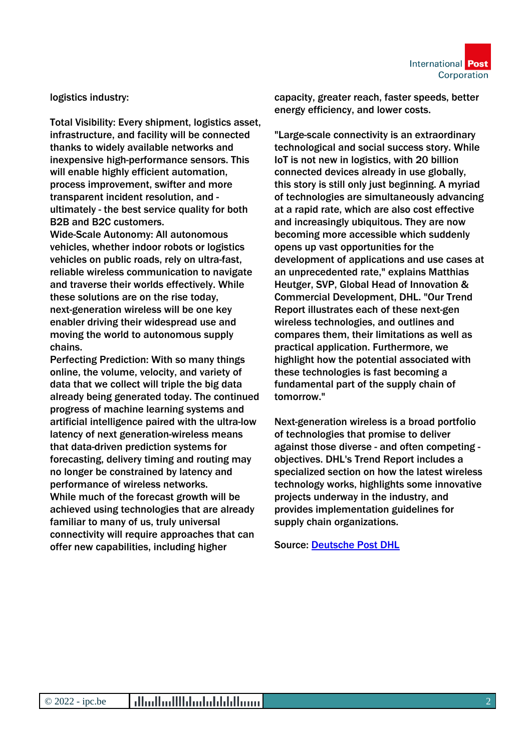logistics industry:

Total Visibility: Every shipment, logistics asset, infrastructure, and facility will be connected thanks to widely available networks and inexpensive high-performance sensors. This will enable highly efficient automation, process improvement, swifter and more transparent incident resolution, and - ultimately - the best service quality for both B2B and B2C customers.
Wide-Scale Autonomy: All autonomous vehicles, whether indoor robots or logistics vehicles on public roads, rely on ultra-fast, reliable wireless communication to navigate and traverse their worlds effectively. While these solutions are on the rise today, next-generation wireless will be one key enabler driving their widespread use and moving the world to autonomous supply chains.
Perfecting Prediction: With so many things online, the volume, velocity, and variety of data that we collect will triple the big data already being generated today. The continued progress of machine learning systems and artificial intelligence paired with the ultra-low latency of next generation-wireless means that data-driven prediction systems for forecasting, delivery timing and routing may no longer be constrained by latency and performance of wireless networks.
While much of the forecast growth will be achieved using technologies that are already familiar to many of us, truly universal connectivity will require approaches that can offer new capabilities, including higher capacity, greater reach, faster speeds, better energy efficiency, and lower costs.

"Large-scale connectivity is an extraordinary technological and social success story. While IoT is not new in logistics, with 20 billion connected devices already in use globally, this story is still only just beginning. A myriad of technologies are simultaneously advancing at a rapid rate, which are also cost effective and increasingly ubiquitous. They are now becoming more accessible which suddenly opens up vast opportunities for the development of applications and use cases at an unprecedented rate," explains Matthias Heutger, SVP, Global Head of Innovation & Commercial Development, DHL. "Our Trend Report illustrates each of these next-gen wireless technologies, and outlines and compares them, their limitations as well as practical application. Furthermore, we highlight how the potential associated with these technologies is fast becoming a fundamental part of the supply chain of tomorrow."

Next-generation wireless is a broad portfolio of technologies that promise to deliver against those diverse - and often competing - objectives. DHL's Trend Report includes a specialized section on how the latest wireless technology works, highlights some innovative projects underway in the industry, and provides implementation guidelines for supply chain organizations.

Source: Deutsche Post DHL